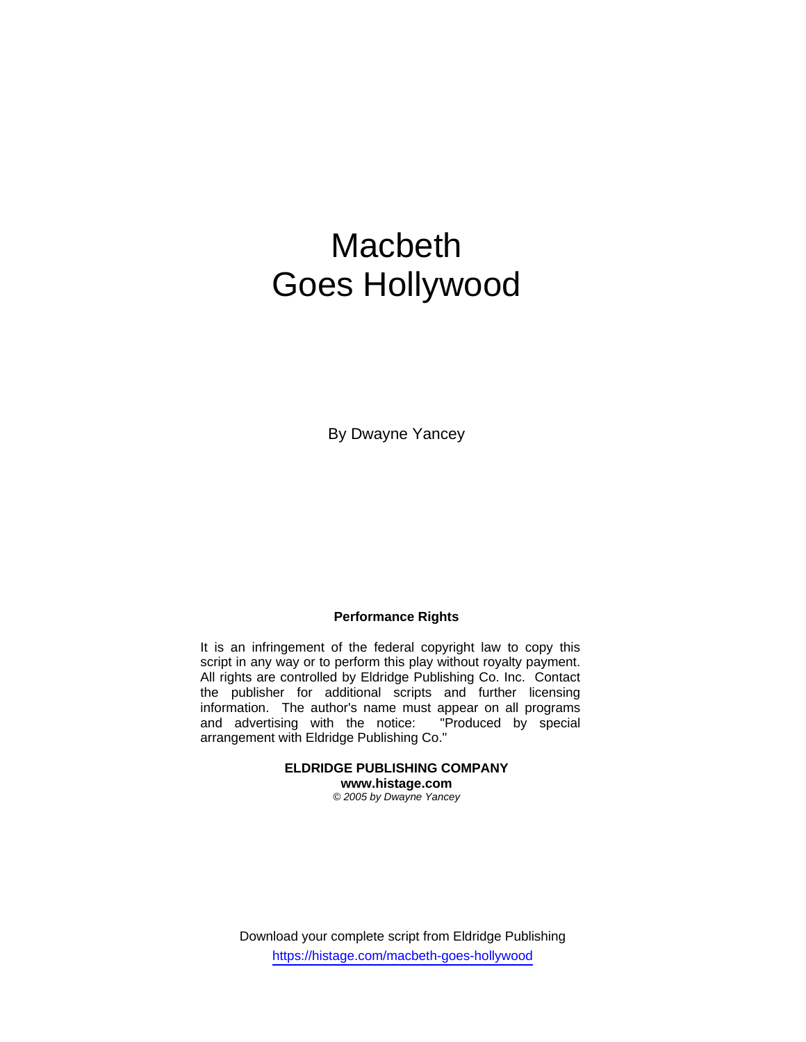# Macbeth Goes Hollywood

By Dwayne Yancey

**Performance Rights**

It is an infringement of the federal copyright law to copy this script in any way or to perform this play without royalty payment. All rights are controlled by Eldridge Publishing Co. Inc. Contact the publisher for additional scripts and further licensing information. The author's name must appear on all programs and advertising with the notice: "Produced by special arrangement with Eldridge Publishing Co."

**ELDRIDGE PUBLISHING COMPANY**
**www.histage.com**
*© 2005 by Dwayne Yancey*

Download your complete script from Eldridge Publishing
https://histage.com/macbeth-goes-hollywood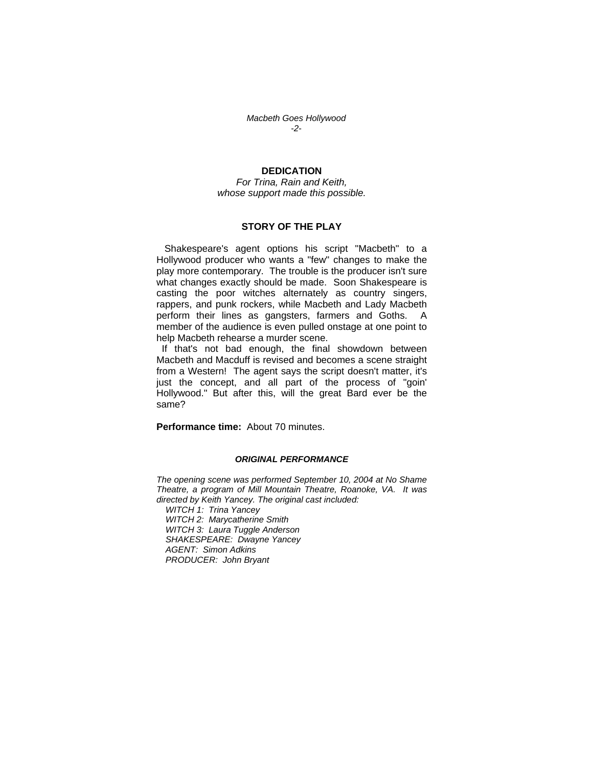## DEDICATION

*For Trina, Rain and Keith,*
*whose support made this possible.*

## STORY OF THE PLAY

Shakespeare's agent options his script "Macbeth" to a Hollywood producer who wants a "few" changes to make the play more contemporary. The trouble is the producer isn't sure what changes exactly should be made. Soon Shakespeare is casting the poor witches alternately as country singers, rappers, and punk rockers, while Macbeth and Lady Macbeth perform their lines as gangsters, farmers and Goths. A member of the audience is even pulled onstage at one point to help Macbeth rehearse a murder scene.

If that's not bad enough, the final showdown between Macbeth and Macduff is revised and becomes a scene straight from a Western! The agent says the script doesn't matter, it's just the concept, and all part of the process of "goin' Hollywood." But after this, will the great Bard ever be the same?

**Performance time:** About 70 minutes.

### *ORIGINAL PERFORMANCE*

*The opening scene was performed September 10, 2004 at No Shame Theatre, a program of Mill Mountain Theatre, Roanoke, VA. It was directed by Keith Yancey. The original cast included:*

*WITCH 1: Trina Yancey*
*WITCH 2: Marycatherine Smith*
*WITCH 3: Laura Tuggle Anderson*
*SHAKESPEARE: Dwayne Yancey*
*AGENT: Simon Adkins*
*PRODUCER: John Bryant*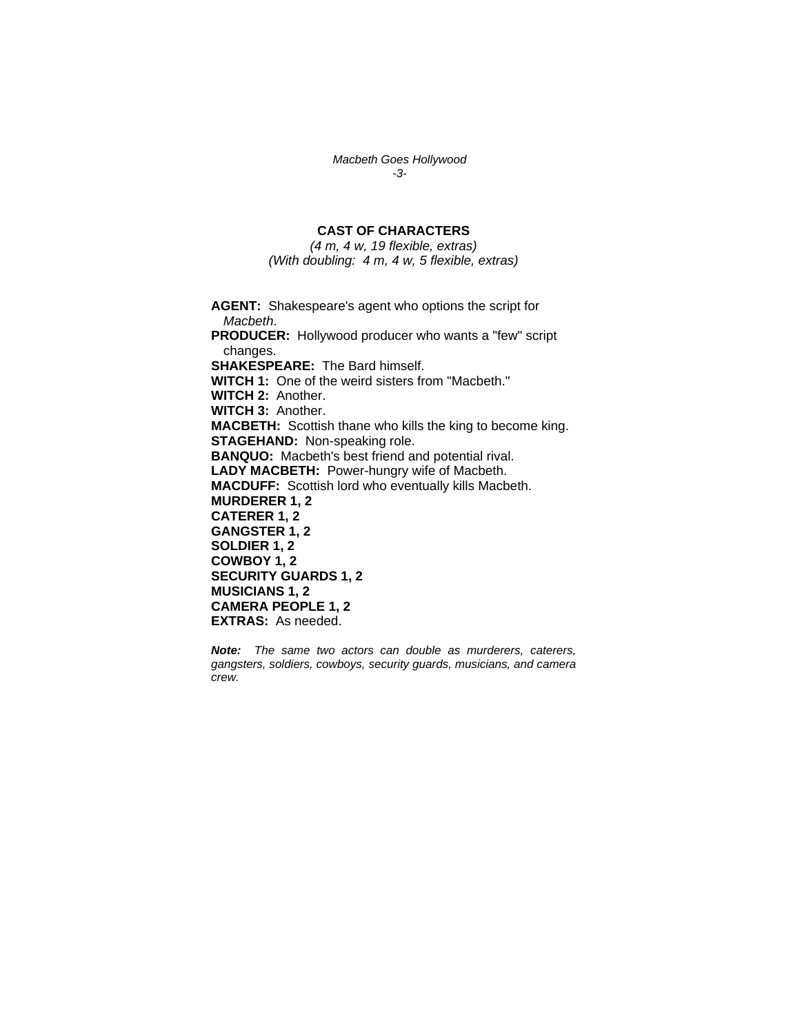## CAST OF CHARACTERS

*(4 m, 4 w, 19 flexible, extras)*
*(With doubling: 4 m, 4 w, 5 flexible, extras)*

**AGENT:** Shakespeare's agent who options the script for *Macbeth*.
**PRODUCER:** Hollywood producer who wants a "few" script changes.
**SHAKESPEARE:** The Bard himself.
**WITCH 1:** One of the weird sisters from "Macbeth."
**WITCH 2:** Another.
**WITCH 3:** Another.
**MACBETH:** Scottish thane who kills the king to become king.
**STAGEHAND:** Non-speaking role.
**BANQUO:** Macbeth's best friend and potential rival.
**LADY MACBETH:** Power-hungry wife of Macbeth.
**MACDUFF:** Scottish lord who eventually kills Macbeth.
**MURDERER 1, 2**
**CATERER 1, 2**
**GANGSTER 1, 2**
**SOLDIER 1, 2**
**COWBOY 1, 2**
**SECURITY GUARDS 1, 2**
**MUSICIANS 1, 2**
**CAMERA PEOPLE 1, 2**
**EXTRAS:** As needed.

***Note:*** *The same two actors can double as murderers, caterers, gangsters, soldiers, cowboys, security guards, musicians, and camera crew.*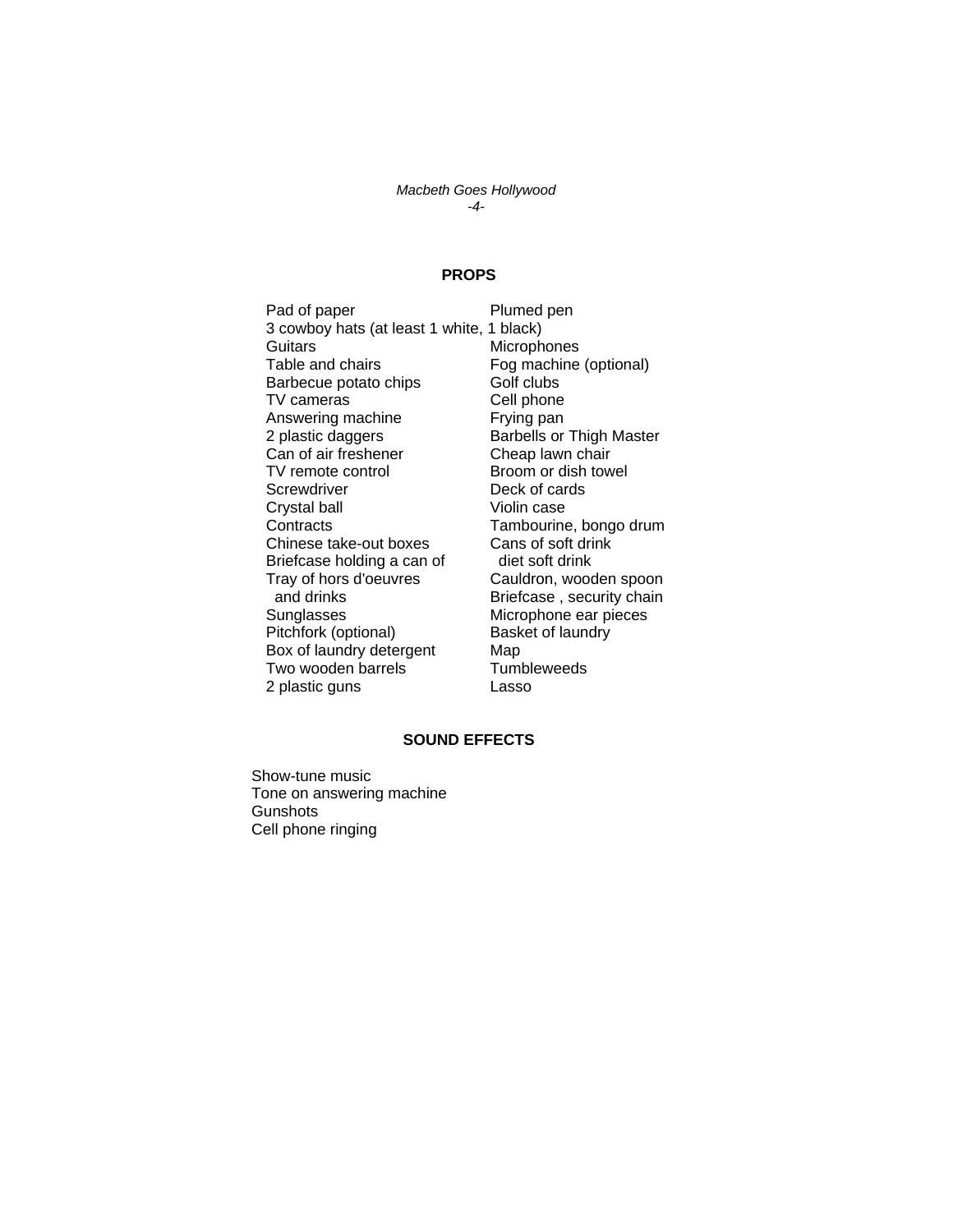## PROPS

Pad of paper
Plumed pen
3 cowboy hats (at least 1 white, 1 black)
Guitars
Microphones
Table and chairs
Fog machine (optional)
Barbecue potato chips
Golf clubs
TV cameras
Cell phone
Answering machine
Frying pan
2 plastic daggers
Barbells or Thigh Master
Can of air freshener
Cheap lawn chair
TV remote control
Broom or dish towel
Screwdriver
Deck of cards
Crystal ball
Violin case
Contracts
Tambourine, bongo drum
Chinese take-out boxes
Cans of soft drink
Briefcase holding a can of diet soft drink
Tray of hors d'oeuvres and drinks
Cauldron, wooden spoon
Briefcase , security chain
Sunglasses
Microphone ear pieces
Pitchfork (optional)
Basket of laundry
Box of laundry detergent
Map
Two wooden barrels
Tumbleweeds
2 plastic guns
Lasso

## SOUND EFFECTS

Show-tune music
Tone on answering machine
Gunshots
Cell phone ringing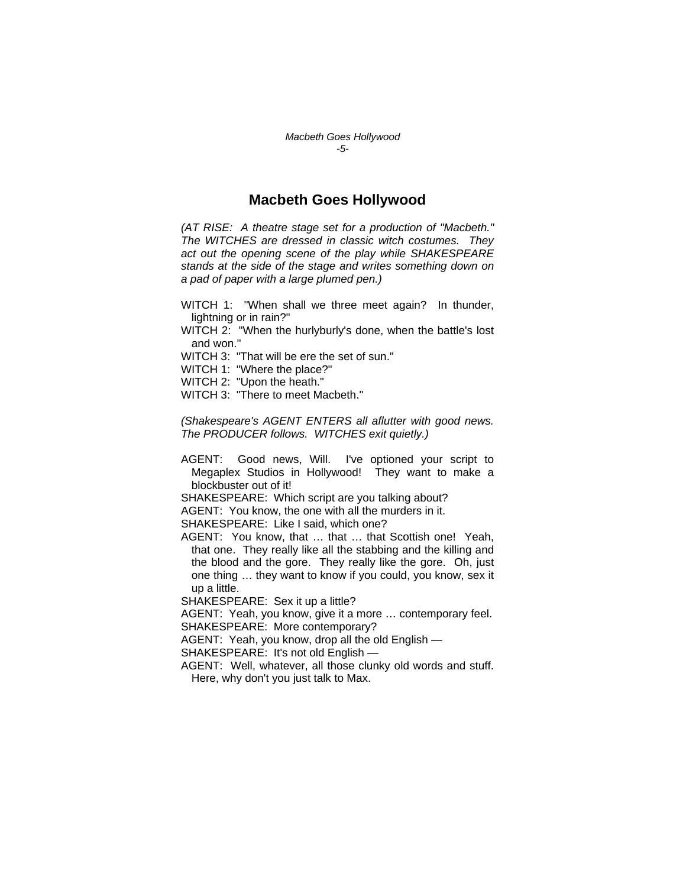# Macbeth Goes Hollywood

*(AT RISE: A theatre stage set for a production of "Macbeth." The WITCHES are dressed in classic witch costumes. They act out the opening scene of the play while SHAKESPEARE stands at the side of the stage and writes something down on a pad of paper with a large plumed pen.)*

WITCH 1: "When shall we three meet again? In thunder, lightning or in rain?"

WITCH 2: "When the hurlyburly's done, when the battle's lost and won."

WITCH 3: "That will be ere the set of sun."

WITCH 1: "Where the place?"

WITCH 2: "Upon the heath."

WITCH 3: "There to meet Macbeth."

*(Shakespeare's AGENT ENTERS all aflutter with good news. The PRODUCER follows. WITCHES exit quietly.)*

AGENT: Good news, Will. I've optioned your script to Megaplex Studios in Hollywood! They want to make a blockbuster out of it!

SHAKESPEARE: Which script are you talking about?

AGENT: You know, the one with all the murders in it.

SHAKESPEARE: Like I said, which one?

AGENT: You know, that … that … that Scottish one! Yeah, that one. They really like all the stabbing and the killing and the blood and the gore. They really like the gore. Oh, just one thing … they want to know if you could, you know, sex it up a little.

SHAKESPEARE: Sex it up a little?

AGENT: Yeah, you know, give it a more … contemporary feel.

SHAKESPEARE: More contemporary?

AGENT: Yeah, you know, drop all the old English —

SHAKESPEARE: It's not old English —

AGENT: Well, whatever, all those clunky old words and stuff. Here, why don't you just talk to Max.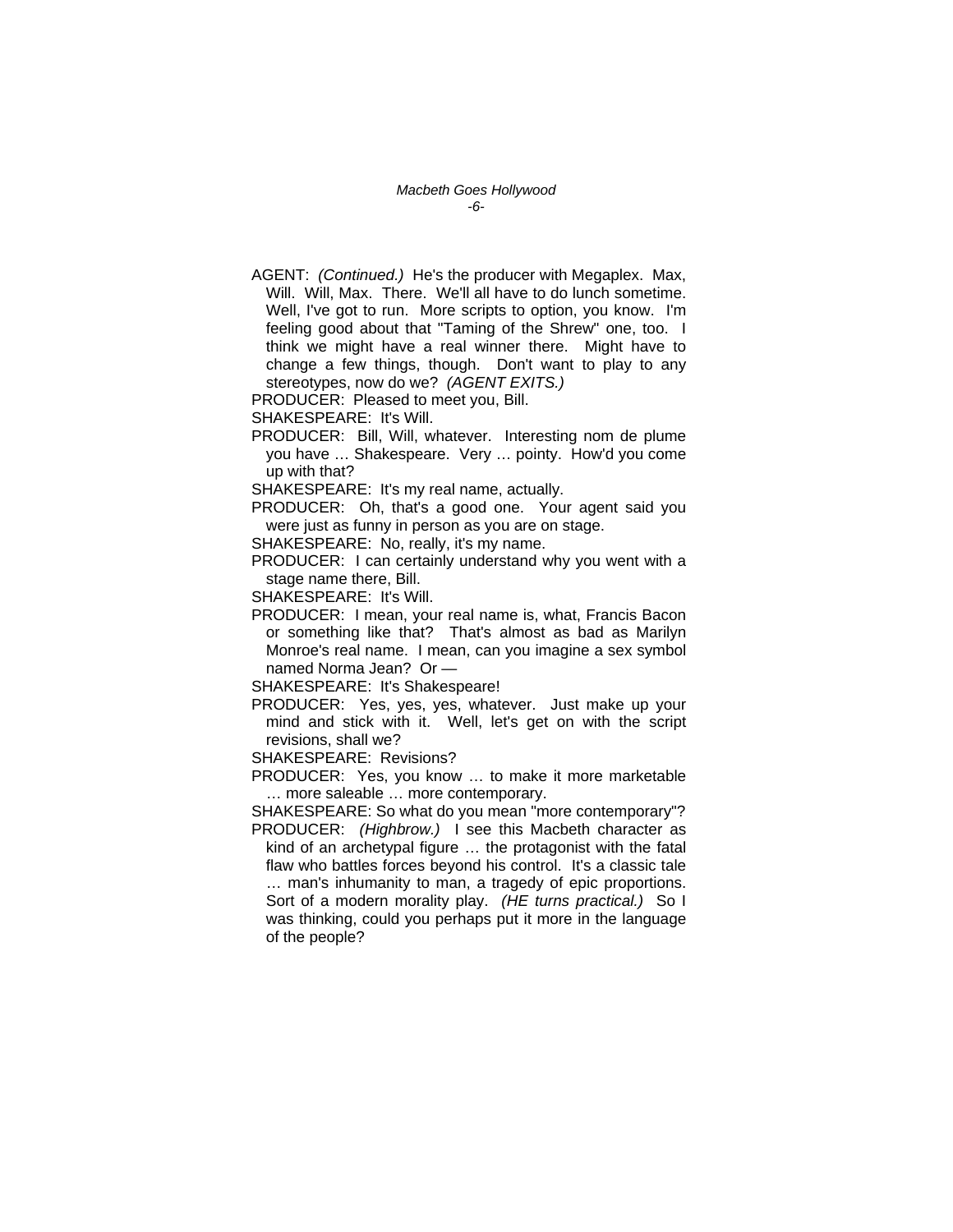AGENT: *(Continued.)* He's the producer with Megaplex. Max, Will. Will, Max. There. We'll all have to do lunch sometime. Well, I've got to run. More scripts to option, you know. I'm feeling good about that "Taming of the Shrew" one, too. I think we might have a real winner there. Might have to change a few things, though. Don't want to play to any stereotypes, now do we? *(AGENT EXITS.)*

PRODUCER: Pleased to meet you, Bill.

SHAKESPEARE: It's Will.

PRODUCER: Bill, Will, whatever. Interesting nom de plume you have … Shakespeare. Very … pointy. How'd you come up with that?

SHAKESPEARE: It's my real name, actually.

PRODUCER: Oh, that's a good one. Your agent said you were just as funny in person as you are on stage.

SHAKESPEARE: No, really, it's my name.

PRODUCER: I can certainly understand why you went with a stage name there, Bill.

SHAKESPEARE: It's Will.

PRODUCER: I mean, your real name is, what, Francis Bacon or something like that? That's almost as bad as Marilyn Monroe's real name. I mean, can you imagine a sex symbol named Norma Jean? Or —

SHAKESPEARE: It's Shakespeare!

PRODUCER: Yes, yes, yes, whatever. Just make up your mind and stick with it. Well, let's get on with the script revisions, shall we?

SHAKESPEARE: Revisions?

PRODUCER: Yes, you know … to make it more marketable … more saleable … more contemporary.

SHAKESPEARE: So what do you mean "more contemporary"?

PRODUCER: *(Highbrow.)* I see this Macbeth character as kind of an archetypal figure … the protagonist with the fatal flaw who battles forces beyond his control. It's a classic tale … man's inhumanity to man, a tragedy of epic proportions. Sort of a modern morality play. *(HE turns practical.)* So I was thinking, could you perhaps put it more in the language of the people?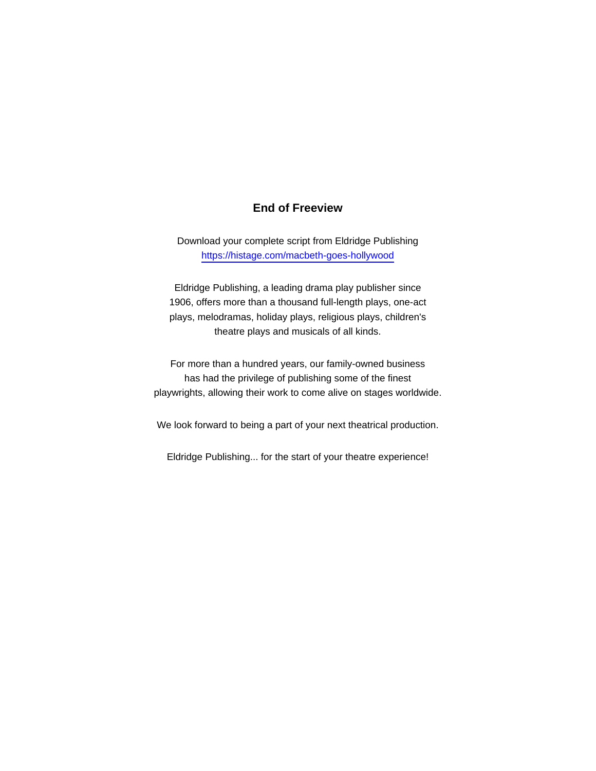**End of Freeview**

Download your complete script from Eldridge Publishing
https://histage.com/macbeth-goes-hollywood

Eldridge Publishing, a leading drama play publisher since 1906, offers more than a thousand full-length plays, one-act plays, melodramas, holiday plays, religious plays, children's theatre plays and musicals of all kinds.

For more than a hundred years, our family-owned business has had the privilege of publishing some of the finest playwrights, allowing their work to come alive on stages worldwide.

We look forward to being a part of your next theatrical production.

Eldridge Publishing... for the start of your theatre experience!